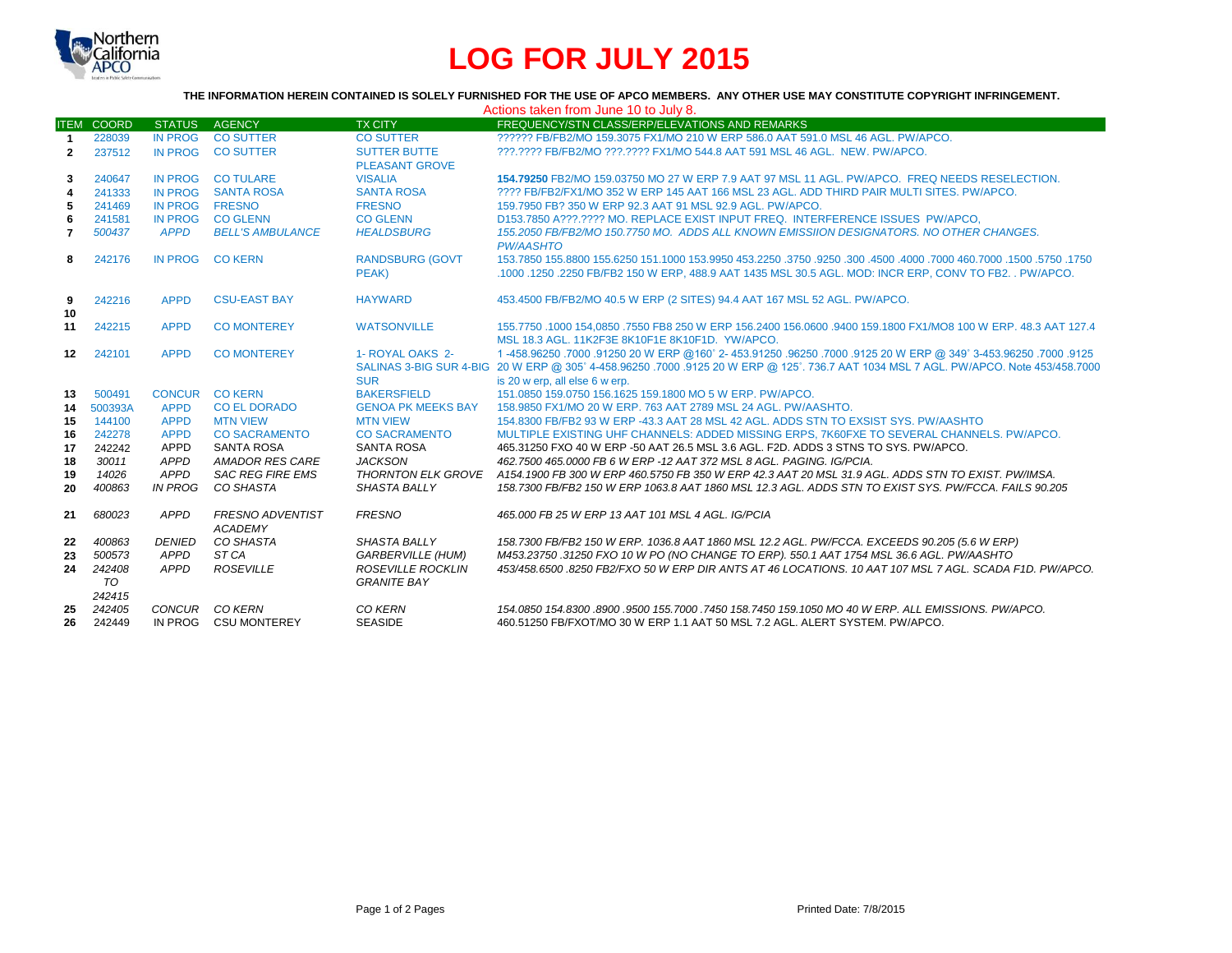# LOG FOR JULY 2015

**THE INFORMATION HEREIN CONTAINED IS SOLELY FURNISHED FOR THE USE OF APCO MEMBERS. ANY OTHER USE MAY CONSTITUTE COPYRIGHT INFRINGEMENT.**

Actions taken from June 10 to July 8.

| ITEM | COORD | STATUS | AGENCY | TX CITY | FREQUENCY/STN CLASS/ERP/ELEVATIONS AND REMARKS |
|---|---|---|---|---|---|
| 1 | 228039 | IN PROG | CO SUTTER | CO SUTTER | ?????? FB/FB2/MO 159.3075 FX1/MO 210 W ERP 586.0 AAT 591.0 MSL 46 AGL. PW/APCO. |
| 2 | 237512 | IN PROG | CO SUTTER | SUTTER BUTTE PLEASANT GROVE | ???.???? FB/FB2/MO ???.???? FX1/MO 544.8 AAT 591 MSL 46 AGL. NEW. PW/APCO. |
| 3 | 240647 | IN PROG | CO TULARE | VISALIA | **154.79250** FB2/MO 159.03750 MO 27 W ERP 7.9 AAT 97 MSL 11 AGL. PW/APCO. FREQ NEEDS RESELECTION. |
| 4 | 241333 | IN PROG | SANTA ROSA | SANTA ROSA | ???? FB/FB2/FX1/MO 352 W ERP 145 AAT 166 MSL 23 AGL. ADD THIRD PAIR MULTI SITES. PW/APCO. |
| 5 | 241469 | IN PROG | FRESNO | FRESNO | 159.7950 FB? 350 W ERP 92.3 AAT 91 MSL 92.9 AGL. PW/APCO. |
| 6 | 241581 | IN PROG | CO GLENN | CO GLENN | D153.7850 A???.???? MO. REPLACE EXIST INPUT FREQ. INTERFERENCE ISSUES PW/APCO, |
| 7 | *500437* | *APPD* | *BELL'S AMBULANCE* | *HEALDSBURG* | *155.2050 FB/FB2/MO 150.7750 MO. ADDS ALL KNOWN EMISSIION DESIGNATORS. NO OTHER CHANGES. PW/AASHTO* |
| 8 | 242176 | IN PROG | CO KERN | RANDSBURG (GOVT PEAK) | 153.7850 155.8800 155.6250 151.1000 153.9950 453.2250 .3750 .9250 .300 .4500 .4000 .7000 460.7000 .1500 .5750 .1750 .1000 .1250 .2250 FB/FB2 150 W ERP, 488.9 AAT 1435 MSL 30.5 AGL. MOD: INCR ERP, CONV TO FB2. . PW/APCO. |
| 9 | 242216 | APPD | CSU-EAST BAY | HAYWARD | 453.4500 FB/FB2/MO 40.5 W ERP (2 SITES) 94.4 AAT 167 MSL 52 AGL. PW/APCO. |
| 10 | | | | | |
| 11 | 242215 | APPD | CO MONTEREY | WATSONVILLE | 155.7750 .1000 154,0850 .7550 FB8 250 W ERP 156.2400 156.0600 .9400 159.1800 FX1/MO8 100 W ERP. 48.3 AAT 127.4 MSL 18.3 AGL. 11K2F3E 8K10F1E 8K10F1D. YW/APCO. |
| 12 | 242101 | APPD | CO MONTEREY | 1- ROYAL OAKS 2-SALINAS 3-BIG SUR 4-BIG SUR | 1 -458.96250 .7000 .91250 20 W ERP @160˚ 2- 453.91250 .96250 .7000 .9125 20 W ERP @ 349˚ 3-453.96250 .7000 .9125 20 W ERP @ 305˚ 4-458.96250 .7000 .9125 20 W ERP @ 125˚. 736.7 AAT 1034 MSL 7 AGL. PW/APCO. Note 453/458.7000 is 20 w erp, all else 6 w erp. |
| 13 | 500491 | CONCUR | CO KERN | BAKERSFIELD | 151.0850 159.0750 156.1625 159.1800 MO 5 W ERP. PW/APCO. |
| 14 | 500393A | APPD | CO EL DORADO | GENOA PK MEEKS BAY | 158.9850 FX1/MO 20 W ERP. 763 AAT 2789 MSL 24 AGL. PW/AASHTO. |
| 15 | 144100 | APPD | MTN VIEW | MTN VIEW | 154.8300 FB/FB2 93 W ERP -43.3 AAT 28 MSL 42 AGL. ADDS STN TO EXSIST SYS. PW/AASHTO |
| 16 | 242278 | APPD | CO SACRAMENTO | CO SACRAMENTO | MULTIPLE EXISTING UHF CHANNELS: ADDED MISSING ERPS, 7K60FXE TO SEVERAL CHANNELS. PW/APCO. |
| 17 | 242242 | APPD | SANTA ROSA | SANTA ROSA | 465.31250 FXO 40 W ERP -50 AAT 26.5 MSL 3.6 AGL. F2D. ADDS 3 STNS TO SYS. PW/APCO. |
| 18 | *30011* | *APPD* | *AMADOR RES CARE* | *JACKSON* | *462.7500 465.0000 FB 6 W ERP -12 AAT 372 MSL 8 AGL. PAGING. IG/PCIA.* |
| 19 | *14026* | *APPD* | *SAC REG FIRE EMS* | *THORNTON ELK GROVE* | *A154.1900 FB 300 W ERP 460.5750 FB 350 W ERP 42.3 AAT 20 MSL 31.9 AGL. ADDS STN TO EXIST. PW/IMSA.* |
| 20 | *400863* | *IN PROG* | *CO SHASTA* | *SHASTA BALLY* | *158.7300 FB/FB2 150 W ERP 1063.8 AAT 1860 MSL 12.3 AGL. ADDS STN TO EXIST SYS. PW/FCCA. FAILS 90.205* |
| 21 | *680023* | *APPD* | *FRESNO ADVENTIST ACADEMY* | *FRESNO* | *465.000 FB 25 W ERP 13 AAT 101 MSL 4 AGL. IG/PCIA* |
| 22 | *400863* | *DENIED* | *CO SHASTA* | *SHASTA BALLY* | *158.7300 FB/FB2 150 W ERP. 1036.8 AAT 1860 MSL 12.2 AGL. PW/FCCA. EXCEEDS 90.205 (5.6 W ERP)* |
| 23 | *500573* | *APPD* | *ST CA* | *GARBERVILLE (HUM)* | *M453.23750 .31250 FXO 10 W PO (NO CHANGE TO ERP). 550.1 AAT 1754 MSL 36.6 AGL. PW/AASHTO* |
| 24 | *242408 TO 242415* | *APPD* | *ROSEVILLE* | *ROSEVILLE ROCKLIN GRANITE BAY* | *453/458.6500 .8250 FB2/FXO 50 W ERP DIR ANTS AT 46 LOCATIONS. 10 AAT 107 MSL 7 AGL. SCADA F1D. PW/APCO.* |
| 25 | *242405* | *CONCUR* | *CO KERN* | *CO KERN* | *154.0850 154.8300 .8900 .9500 155.7000 .7450 158.7450 159.1050 MO 40 W ERP. ALL EMISSIONS. PW/APCO.* |
| 26 | 242449 | IN PROG | CSU MONTEREY | SEASIDE | 460.51250 FB/FXOT/MO 30 W ERP 1.1 AAT 50 MSL 7.2 AGL. ALERT SYSTEM. PW/APCO. |

Printed Date: 7/8/2015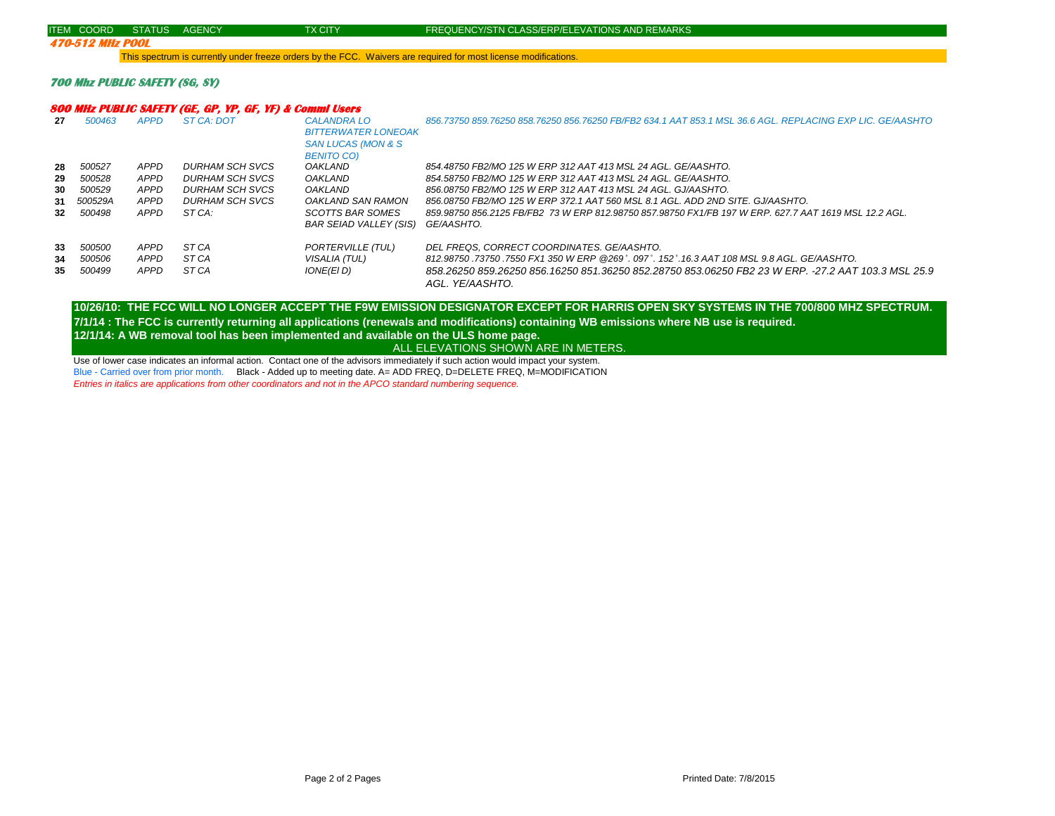| ITEM | COORD | STATUS | AGENCY | TX CITY | FREQUENCY/STN CLASS/ERP/ELEVATIONS AND REMARKS |
|---|---|---|---|---|---|

***470-512 MHz POOL***

This spectrum is currently under freeze orders by the FCC. Waivers are required for most license modifications.

***700 Mhz PUBLIC SAFETY (SG, SY)***

***800 MHz PUBLIC SAFETY (GE, GP, YP, GF, YF) & Comml Users***

| ITEM | COORD | STATUS | AGENCY | TX CITY | FREQUENCY/STN CLASS/ERP/ELEVATIONS AND REMARKS |
|---|---|---|---|---|---|
| **27** | *500463* | *APPD* | *ST CA: DOT* | *CALANDRA LO BITTERWATER LONEOAK SAN LUCAS (MON & S BENITO CO)* | *856.73750 859.76250 858.76250 856.76250 FB/FB2 634.1 AAT 853.1 MSL 36.6 AGL. REPLACING EXP LIC. GE/AASHTO* |
| **28** | *500527* | *APPD* | *DURHAM SCH SVCS* | *OAKLAND* | *854.48750 FB2/MO 125 W ERP 312 AAT 413 MSL 24 AGL. GE/AASHTO.* |
| **29** | *500528* | *APPD* | *DURHAM SCH SVCS* | *OAKLAND* | *854.58750 FB2/MO 125 W ERP 312 AAT 413 MSL 24 AGL. GE/AASHTO.* |
| **30** | *500529* | *APPD* | *DURHAM SCH SVCS* | *OAKLAND* | *856.08750 FB2/MO 125 W ERP 312 AAT 413 MSL 24 AGL. GJ/AASHTO.* |
| **31** | *500529A* | *APPD* | *DURHAM SCH SVCS* | *OAKLAND SAN RAMON* | *856.08750 FB2/MO 125 W ERP 372.1 AAT 560 MSL 8.1 AGL. ADD 2ND SITE. GJ/AASHTO.* |
| **32** | *500498* | *APPD* | *ST CA:* | *SCOTTS BAR SOMES BAR SEIAD VALLEY (SIS)* | *859.98750 856.2125 FB/FB2 73 W ERP 812.98750 857.98750 FX1/FB 197 W ERP. 627.7 AAT 1619 MSL 12.2 AGL. GE/AASHTO.* |
| **33** | *500500* | *APPD* | *ST CA* | *PORTERVILLE (TUL)* | *DEL FREQS, CORRECT COORDINATES. GE/AASHTO.* |
| **34** | *500506* | *APPD* | *ST CA* | *VISALIA (TUL)* | *812.98750 .73750 .7550 FX1 350 W ERP @269˚. 097˚. 152˚.16.3 AAT 108 MSL 9.8 AGL. GE/AASHTO.* |
| **35** | *500499* | *APPD* | *ST CA* | *IONE(El D)* | *858.26250 859.26250 856.16250 851.36250 852.28750 853.06250 FB2 23 W ERP. -27.2 AAT 103.3 MSL 25.9 AGL. YE/AASHTO.* |

**10/26/10: THE FCC WILL NO LONGER ACCEPT THE F9W EMISSION DESIGNATOR EXCEPT FOR HARRIS OPEN SKY SYSTEMS IN THE 700/800 MHZ SPECTRUM.**
**7/1/14 : The FCC is currently returning all applications (renewals and modifications) containing WB emissions where NB use is required.**
**12/1/14: A WB removal tool has been implemented and available on the ULS home page.**
ALL ELEVATIONS SHOWN ARE IN METERS.

Use of lower case indicates an informal action. Contact one of the advisors immediately if such action would impact your system.
Blue - Carried over from prior month. Black - Added up to meeting date. A= ADD FREQ, D=DELETE FREQ, M=MODIFICATION
*Entries in italics are applications from other coordinators and not in the APCO standard numbering sequence.*

Printed Date: 7/8/2015